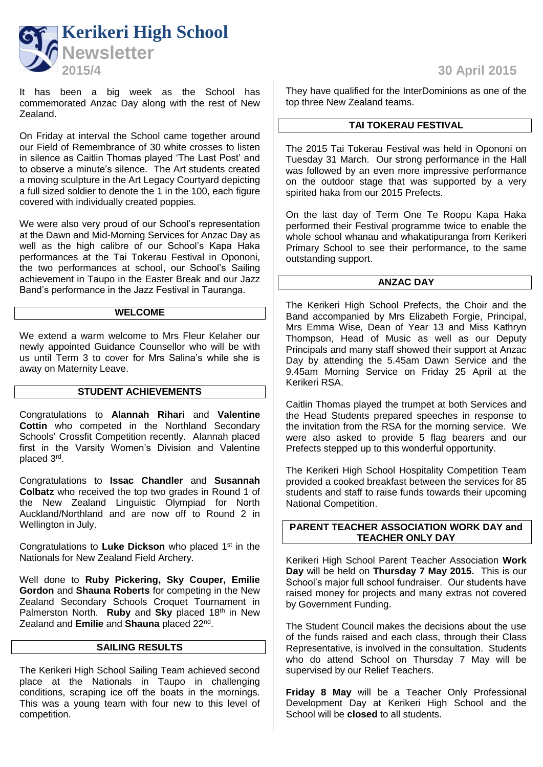# Kerikeri High School Newsletter

**2015/4**

**30 April 2015**

It has been a big week as the School has commemorated Anzac Day along with the rest of New Zealand.

On Friday at interval the School came together around our Field of Remembrance of 30 white crosses to listen in silence as Caitlin Thomas played 'The Last Post' and to observe a minute's silence. The Art students created a moving sculpture in the Art Legacy Courtyard depicting a full sized soldier to denote the 1 in the 100, each figure covered with individually created poppies.

We were also very proud of our School's representation at the Dawn and Mid-Morning Services for Anzac Day as well as the high calibre of our School's Kapa Haka performances at the Tai Tokerau Festival in Opononi, the two performances at school, our School's Sailing achievement in Taupo in the Easter Break and our Jazz Band's performance in the Jazz Festival in Tauranga.

## WELCOME

We extend a warm welcome to Mrs Fleur Kelaher our newly appointed Guidance Counsellor who will be with us until Term 3 to cover for Mrs Salina's while she is away on Maternity Leave.

## STUDENT ACHIEVEMENTS

Congratulations to **Alannah Rihari** and **Valentine Cottin** who competed in the Northland Secondary Schools' Crossfit Competition recently. Alannah placed first in the Varsity Women's Division and Valentine placed 3rd.

Congratulations to **Issac Chandler** and **Susannah Colbatz** who received the top two grades in Round 1 of the New Zealand Linguistic Olympiad for North Auckland/Northland and are now off to Round 2 in Wellington in July.

Congratulations to **Luke Dickson** who placed 1st in the Nationals for New Zealand Field Archery.

Well done to **Ruby Pickering, Sky Couper, Emilie Gordon** and **Shauna Roberts** for competing in the New Zealand Secondary Schools Croquet Tournament in Palmerston North. **Ruby** and **Sky** placed 18th in New Zealand and **Emilie** and **Shauna** placed 22nd.

## SAILING RESULTS

The Kerikeri High School Sailing Team achieved second place at the Nationals in Taupo in challenging conditions, scraping ice off the boats in the mornings. This was a young team with four new to this level of competition.

They have qualified for the InterDominions as one of the top three New Zealand teams.

## TAI TOKERAU FESTIVAL

The 2015 Tai Tokerau Festival was held in Opononi on Tuesday 31 March. Our strong performance in the Hall was followed by an even more impressive performance on the outdoor stage that was supported by a very spirited haka from our 2015 Prefects.

On the last day of Term One Te Roopu Kapa Haka performed their Festival programme twice to enable the whole school whanau and whakatipuranga from Kerikeri Primary School to see their performance, to the same outstanding support.

## ANZAC DAY

The Kerikeri High School Prefects, the Choir and the Band accompanied by Mrs Elizabeth Forgie, Principal, Mrs Emma Wise, Dean of Year 13 and Miss Kathryn Thompson, Head of Music as well as our Deputy Principals and many staff showed their support at Anzac Day by attending the 5.45am Dawn Service and the 9.45am Morning Service on Friday 25 April at the Kerikeri RSA.

Caitlin Thomas played the trumpet at both Services and the Head Students prepared speeches in response to the invitation from the RSA for the morning service. We were also asked to provide 5 flag bearers and our Prefects stepped up to this wonderful opportunity.

The Kerikeri High School Hospitality Competition Team provided a cooked breakfast between the services for 85 students and staff to raise funds towards their upcoming National Competition.

## PARENT TEACHER ASSOCIATION WORK DAY and TEACHER ONLY DAY

Kerikeri High School Parent Teacher Association **Work Day** will be held on **Thursday 7 May 2015.** This is our School's major full school fundraiser. Our students have raised money for projects and many extras not covered by Government Funding.

The Student Council makes the decisions about the use of the funds raised and each class, through their Class Representative, is involved in the consultation. Students who do attend School on Thursday 7 May will be supervised by our Relief Teachers.

**Friday 8 May** will be a Teacher Only Professional Development Day at Kerikeri High School and the School will be **closed** to all students.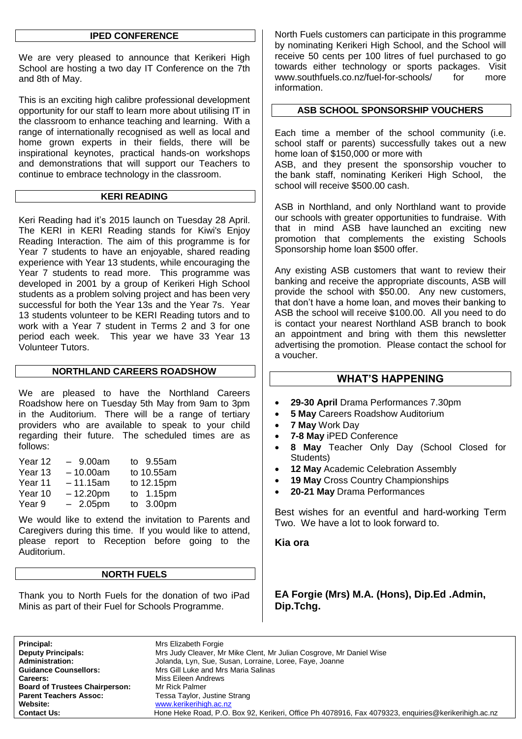## IPED CONFERENCE

We are very pleased to announce that Kerikeri High School are hosting a two day IT Conference on the 7th and 8th of May.

This is an exciting high calibre professional development opportunity for our staff to learn more about utilising IT in the classroom to enhance teaching and learning. With a range of internationally recognised as well as local and home grown experts in their fields, there will be inspirational keynotes, practical hands-on workshops and demonstrations that will support our Teachers to continue to embrace technology in the classroom.

## KERI READING

Keri Reading had it's 2015 launch on Tuesday 28 April. The KERI in KERI Reading stands for Kiwi's Enjoy Reading Interaction. The aim of this programme is for Year 7 students to have an enjoyable, shared reading experience with Year 13 students, while encouraging the Year 7 students to read more. This programme was developed in 2001 by a group of Kerikeri High School students as a problem solving project and has been very successful for both the Year 13s and the Year 7s. Year 13 students volunteer to be KERI Reading tutors and to work with a Year 7 student in Terms 2 and 3 for one period each week. This year we have 33 Year 13 Volunteer Tutors.

## NORTHLAND CAREERS ROADSHOW

We are pleased to have the Northland Careers Roadshow here on Tuesday 5th May from 9am to 3pm in the Auditorium. There will be a range of tertiary providers who are available to speak to your child regarding their future. The scheduled times are as follows:

| | | |
|---|---|---|
| Year 12 | – 9.00am | to 9.55am |
| Year 13 | – 10.00am | to 10.55am |
| Year 11 | – 11.15am | to 12.15pm |
| Year 10 | – 12.20pm | to 1.15pm |
| Year 9 | – 2.05pm | to 3.00pm |

We would like to extend the invitation to Parents and Caregivers during this time. If you would like to attend, please report to Reception before going to the Auditorium.

## NORTH FUELS

Thank you to North Fuels for the donation of two iPad Minis as part of their Fuel for Schools Programme.

North Fuels customers can participate in this programme by nominating Kerikeri High School, and the School will receive 50 cents per 100 litres of fuel purchased to go towards either technology or sports packages. Visit www.southfuels.co.nz/fuel-for-schools/ for more information.

## ASB SCHOOL SPONSORSHIP VOUCHERS

Each time a member of the school community (i.e. school staff or parents) successfully takes out a new home loan of $150,000 or more with
ASB, and they present the sponsorship voucher to the bank staff, nominating Kerikeri High School, the school will receive $500.00 cash.

ASB in Northland, and only Northland want to provide our schools with greater opportunities to fundraise. With that in mind ASB have launched an exciting new promotion that complements the existing Schools Sponsorship home loan $500 offer.

Any existing ASB customers that want to review their banking and receive the appropriate discounts, ASB will provide the school with $50.00. Any new customers, that don't have a home loan, and moves their banking to ASB the school will receive $100.00. All you need to do is contact your nearest Northland ASB branch to book an appointment and bring with them this newsletter advertising the promotion. Please contact the school for a voucher.

## WHAT'S HAPPENING

- **29-30 April** Drama Performances 7.30pm
- **5 May** Careers Roadshow Auditorium
- **7 May** Work Day
- **7-8 May** iPED Conference
- **8 May** Teacher Only Day (School Closed for Students)
- **12 May** Academic Celebration Assembly
- **19 May** Cross Country Championships
- **20-21 May** Drama Performances

Best wishes for an eventful and hard-working Term Two. We have a lot to look forward to.

**Kia ora**

**EA Forgie (Mrs) M.A. (Hons), Dip.Ed .Admin, Dip.Tchg.**

| | |
|---|---|
| **Principal:** | Mrs Elizabeth Forgie |
| **Deputy Principals:** | Mrs Judy Cleaver, Mr Mike Clent, Mr Julian Cosgrove, Mr Daniel Wise |
| **Administration:** | Jolanda, Lyn, Sue, Susan, Lorraine, Loree, Faye, Joanne |
| **Guidance Counsellors:** | Mrs Gill Luke and Mrs Maria Salinas |
| **Careers:** | Miss Eileen Andrews |
| **Board of Trustees Chairperson:** | Mr Rick Palmer |
| **Parent Teachers Assoc:** | Tessa Taylor, Justine Strang |
| **Website:** | www.kerikerihigh.ac.nz |
| **Contact Us:** | Hone Heke Road, P.O. Box 92, Kerikeri, Office Ph 4078916, Fax 4079323, enquiries@kerikerihigh.ac.nz |